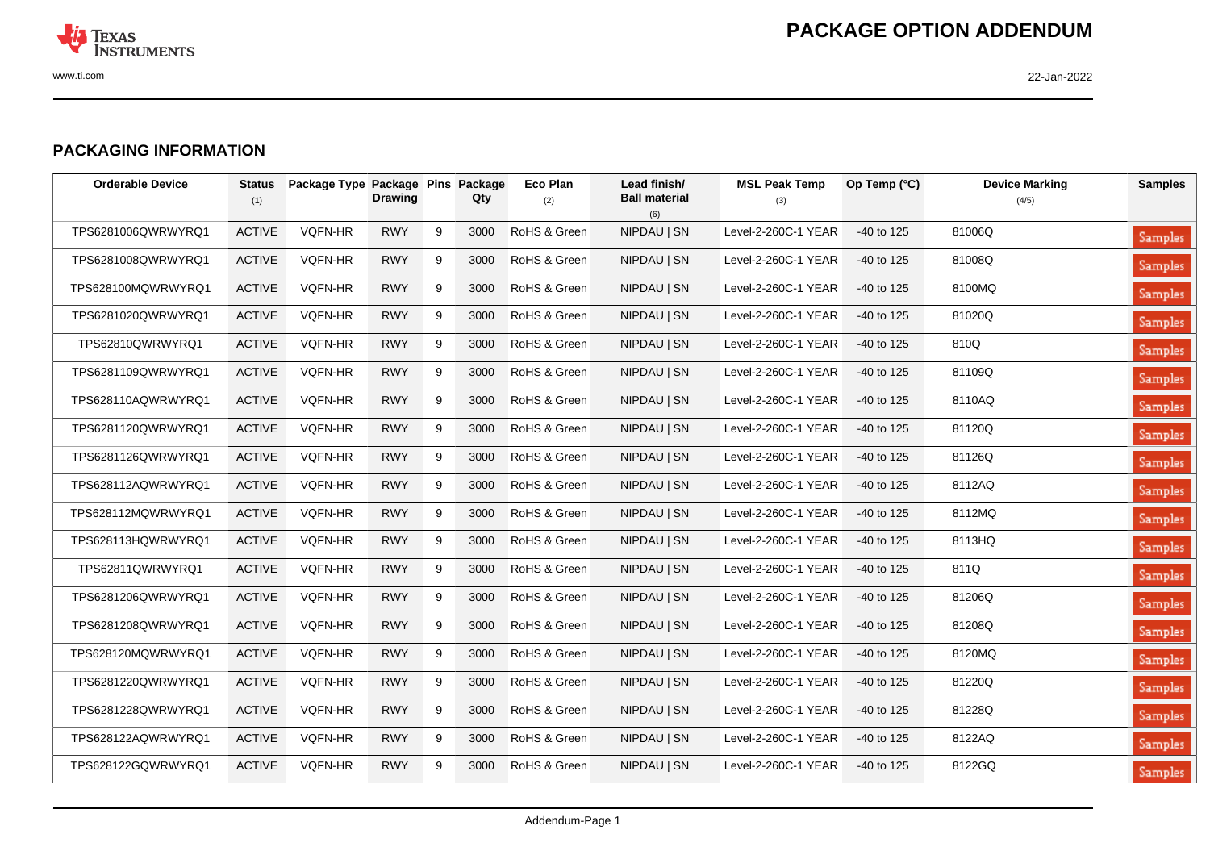## PACKAGING INFORMATION

| Orderable Device | Status (1) | Package Type | Package Drawing | Pins | Package Qty | Eco Plan (2) | Lead finish/ Ball material (6) | MSL Peak Temp (3) | Op Temp (°C) | Device Marking (4/5) | Samples |
|---|---|---|---|---|---|---|---|---|---|---|---|
| TPS6281006QWRWYRQ1 | ACTIVE | VQFN-HR | RWY | 9 | 3000 | RoHS & Green | NIPDAU \| SN | Level-2-260C-1 YEAR | -40 to 125 | 81006Q | Samples |
| TPS6281008QWRWYRQ1 | ACTIVE | VQFN-HR | RWY | 9 | 3000 | RoHS & Green | NIPDAU \| SN | Level-2-260C-1 YEAR | -40 to 125 | 81008Q | Samples |
| TPS628100MQWRWYRQ1 | ACTIVE | VQFN-HR | RWY | 9 | 3000 | RoHS & Green | NIPDAU \| SN | Level-2-260C-1 YEAR | -40 to 125 | 8100MQ | Samples |
| TPS6281020QWRWYRQ1 | ACTIVE | VQFN-HR | RWY | 9 | 3000 | RoHS & Green | NIPDAU \| SN | Level-2-260C-1 YEAR | -40 to 125 | 81020Q | Samples |
| TPS62810QWRWYRQ1 | ACTIVE | VQFN-HR | RWY | 9 | 3000 | RoHS & Green | NIPDAU \| SN | Level-2-260C-1 YEAR | -40 to 125 | 810Q | Samples |
| TPS6281109QWRWYRQ1 | ACTIVE | VQFN-HR | RWY | 9 | 3000 | RoHS & Green | NIPDAU \| SN | Level-2-260C-1 YEAR | -40 to 125 | 81109Q | Samples |
| TPS628110AQWRWYRQ1 | ACTIVE | VQFN-HR | RWY | 9 | 3000 | RoHS & Green | NIPDAU \| SN | Level-2-260C-1 YEAR | -40 to 125 | 8110AQ | Samples |
| TPS6281120QWRWYRQ1 | ACTIVE | VQFN-HR | RWY | 9 | 3000 | RoHS & Green | NIPDAU \| SN | Level-2-260C-1 YEAR | -40 to 125 | 81120Q | Samples |
| TPS6281126QWRWYRQ1 | ACTIVE | VQFN-HR | RWY | 9 | 3000 | RoHS & Green | NIPDAU \| SN | Level-2-260C-1 YEAR | -40 to 125 | 81126Q | Samples |
| TPS628112AQWRWYRQ1 | ACTIVE | VQFN-HR | RWY | 9 | 3000 | RoHS & Green | NIPDAU \| SN | Level-2-260C-1 YEAR | -40 to 125 | 8112AQ | Samples |
| TPS628112MQWRWYRQ1 | ACTIVE | VQFN-HR | RWY | 9 | 3000 | RoHS & Green | NIPDAU \| SN | Level-2-260C-1 YEAR | -40 to 125 | 8112MQ | Samples |
| TPS628113HQWRWYRQ1 | ACTIVE | VQFN-HR | RWY | 9 | 3000 | RoHS & Green | NIPDAU \| SN | Level-2-260C-1 YEAR | -40 to 125 | 8113HQ | Samples |
| TPS62811QWRWYRQ1 | ACTIVE | VQFN-HR | RWY | 9 | 3000 | RoHS & Green | NIPDAU \| SN | Level-2-260C-1 YEAR | -40 to 125 | 811Q | Samples |
| TPS6281206QWRWYRQ1 | ACTIVE | VQFN-HR | RWY | 9 | 3000 | RoHS & Green | NIPDAU \| SN | Level-2-260C-1 YEAR | -40 to 125 | 81206Q | Samples |
| TPS6281208QWRWYRQ1 | ACTIVE | VQFN-HR | RWY | 9 | 3000 | RoHS & Green | NIPDAU \| SN | Level-2-260C-1 YEAR | -40 to 125 | 81208Q | Samples |
| TPS628120MQWRWYRQ1 | ACTIVE | VQFN-HR | RWY | 9 | 3000 | RoHS & Green | NIPDAU \| SN | Level-2-260C-1 YEAR | -40 to 125 | 8120MQ | Samples |
| TPS6281220QWRWYRQ1 | ACTIVE | VQFN-HR | RWY | 9 | 3000 | RoHS & Green | NIPDAU \| SN | Level-2-260C-1 YEAR | -40 to 125 | 81220Q | Samples |
| TPS6281228QWRWYRQ1 | ACTIVE | VQFN-HR | RWY | 9 | 3000 | RoHS & Green | NIPDAU \| SN | Level-2-260C-1 YEAR | -40 to 125 | 81228Q | Samples |
| TPS628122AQWRWYRQ1 | ACTIVE | VQFN-HR | RWY | 9 | 3000 | RoHS & Green | NIPDAU \| SN | Level-2-260C-1 YEAR | -40 to 125 | 8122AQ | Samples |
| TPS628122GQWRWYRQ1 | ACTIVE | VQFN-HR | RWY | 9 | 3000 | RoHS & Green | NIPDAU \| SN | Level-2-260C-1 YEAR | -40 to 125 | 8122GQ | Samples |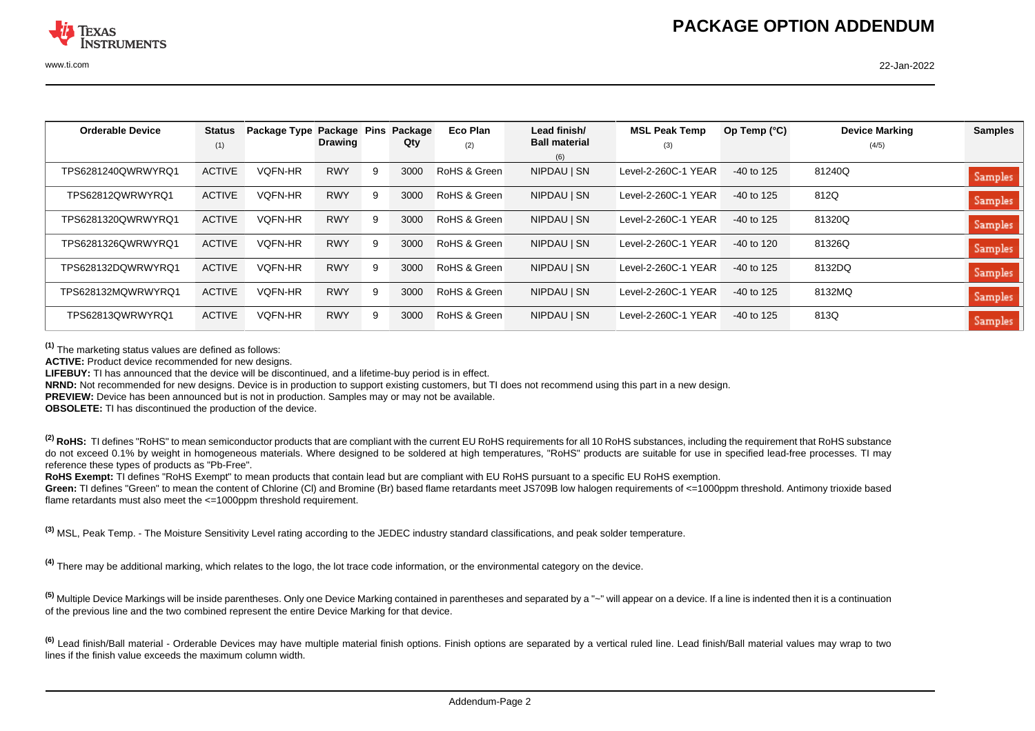| Orderable Device | Status (1) | Package Type | Package Drawing | Pins | Package Qty | Eco Plan (2) | Lead finish/ Ball material (6) | MSL Peak Temp (3) | Op Temp (°C) | Device Marking (4/5) | Samples |
|---|---|---|---|---|---|---|---|---|---|---|---|
| TPS6281240QWRWYRQ1 | ACTIVE | VQFN-HR | RWY | 9 | 3000 | RoHS & Green | NIPDAU \| SN | Level-2-260C-1 YEAR | -40 to 125 | 81240Q | Samples |
| TPS62812QWRWYRQ1 | ACTIVE | VQFN-HR | RWY | 9 | 3000 | RoHS & Green | NIPDAU \| SN | Level-2-260C-1 YEAR | -40 to 125 | 812Q | Samples |
| TPS6281320QWRWYRQ1 | ACTIVE | VQFN-HR | RWY | 9 | 3000 | RoHS & Green | NIPDAU \| SN | Level-2-260C-1 YEAR | -40 to 125 | 81320Q | Samples |
| TPS6281326QWRWYRQ1 | ACTIVE | VQFN-HR | RWY | 9 | 3000 | RoHS & Green | NIPDAU \| SN | Level-2-260C-1 YEAR | -40 to 120 | 81326Q | Samples |
| TPS628132DQWRWYRQ1 | ACTIVE | VQFN-HR | RWY | 9 | 3000 | RoHS & Green | NIPDAU \| SN | Level-2-260C-1 YEAR | -40 to 125 | 8132DQ | Samples |
| TPS628132MQWRWYRQ1 | ACTIVE | VQFN-HR | RWY | 9 | 3000 | RoHS & Green | NIPDAU \| SN | Level-2-260C-1 YEAR | -40 to 125 | 8132MQ | Samples |
| TPS62813QWRWYRQ1 | ACTIVE | VQFN-HR | RWY | 9 | 3000 | RoHS & Green | NIPDAU \| SN | Level-2-260C-1 YEAR | -40 to 125 | 813Q | Samples |

[1] The marketing status values are defined as follows:
**ACTIVE:** Product device recommended for new designs.
**LIFEBUY:** TI has announced that the device will be discontinued, and a lifetime-buy period is in effect.
**NRND:** Not recommended for new designs. Device is in production to support existing customers, but TI does not recommend using this part in a new design.
**PREVIEW:** Device has been announced but is not in production. Samples may or may not be available.
**OBSOLETE:** TI has discontinued the production of the device.

[2] **RoHS:** TI defines "RoHS" to mean semiconductor products that are compliant with the current EU RoHS requirements for all 10 RoHS substances, including the requirement that RoHS substance do not exceed 0.1% by weight in homogeneous materials. Where designed to be soldered at high temperatures, "RoHS" products are suitable for use in specified lead-free processes. TI may reference these types of products as "Pb-Free".
**RoHS Exempt:** TI defines "RoHS Exempt" to mean products that contain lead but are compliant with EU RoHS pursuant to a specific EU RoHS exemption.
**Green:** TI defines "Green" to mean the content of Chlorine (Cl) and Bromine (Br) based flame retardants meet JS709B low halogen requirements of <=1000ppm threshold. Antimony trioxide based flame retardants must also meet the <=1000ppm threshold requirement.

[3] MSL, Peak Temp. - The Moisture Sensitivity Level rating according to the JEDEC industry standard classifications, and peak solder temperature.

[4] There may be additional marking, which relates to the logo, the lot trace code information, or the environmental category on the device.

[5] Multiple Device Markings will be inside parentheses. Only one Device Marking contained in parentheses and separated by a "~" will appear on a device. If a line is indented then it is a continuation of the previous line and the two combined represent the entire Device Marking for that device.

[6] Lead finish/Ball material - Orderable Devices may have multiple material finish options. Finish options are separated by a vertical ruled line. Lead finish/Ball material values may wrap to two lines if the finish value exceeds the maximum column width.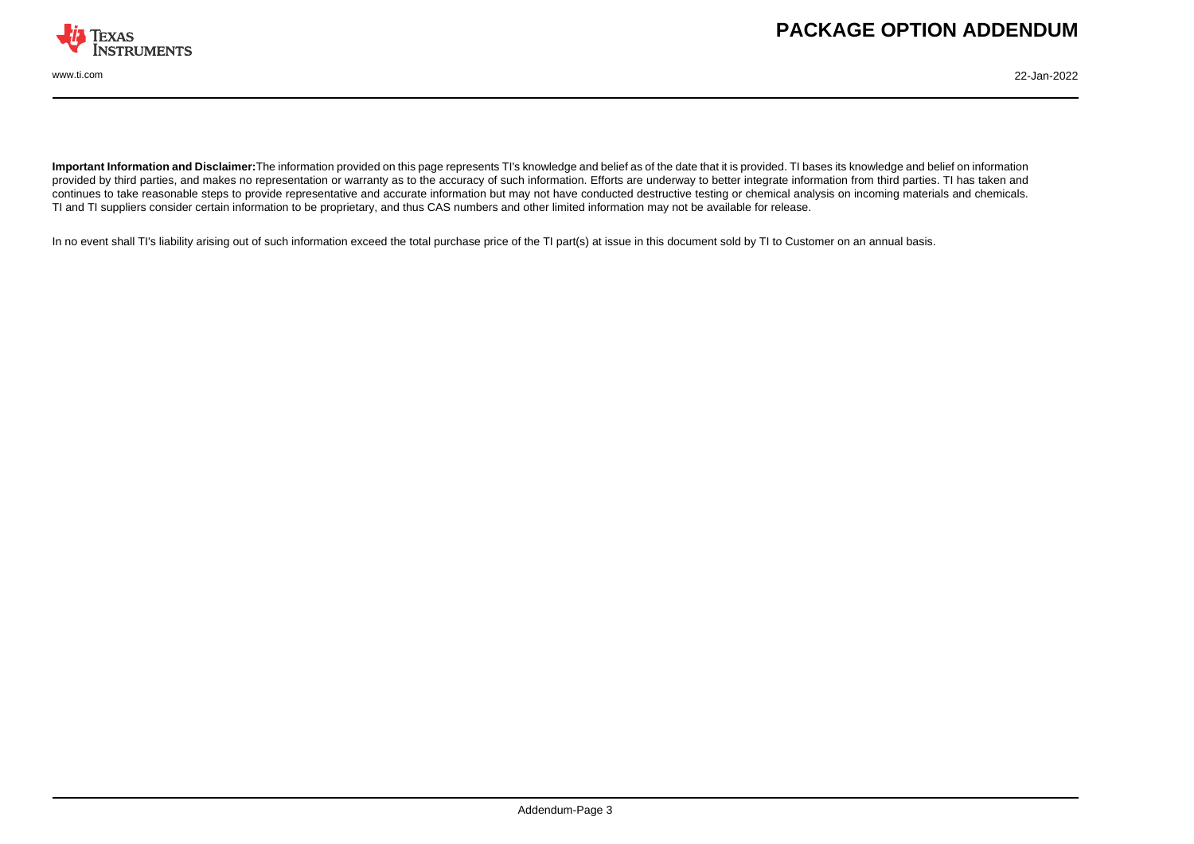**Important Information and Disclaimer:**The information provided on this page represents TI's knowledge and belief as of the date that it is provided. TI bases its knowledge and belief on information provided by third parties, and makes no representation or warranty as to the accuracy of such information. Efforts are underway to better integrate information from third parties. TI has taken and continues to take reasonable steps to provide representative and accurate information but may not have conducted destructive testing or chemical analysis on incoming materials and chemicals. TI and TI suppliers consider certain information to be proprietary, and thus CAS numbers and other limited information may not be available for release.

In no event shall TI's liability arising out of such information exceed the total purchase price of the TI part(s) at issue in this document sold by TI to Customer on an annual basis.